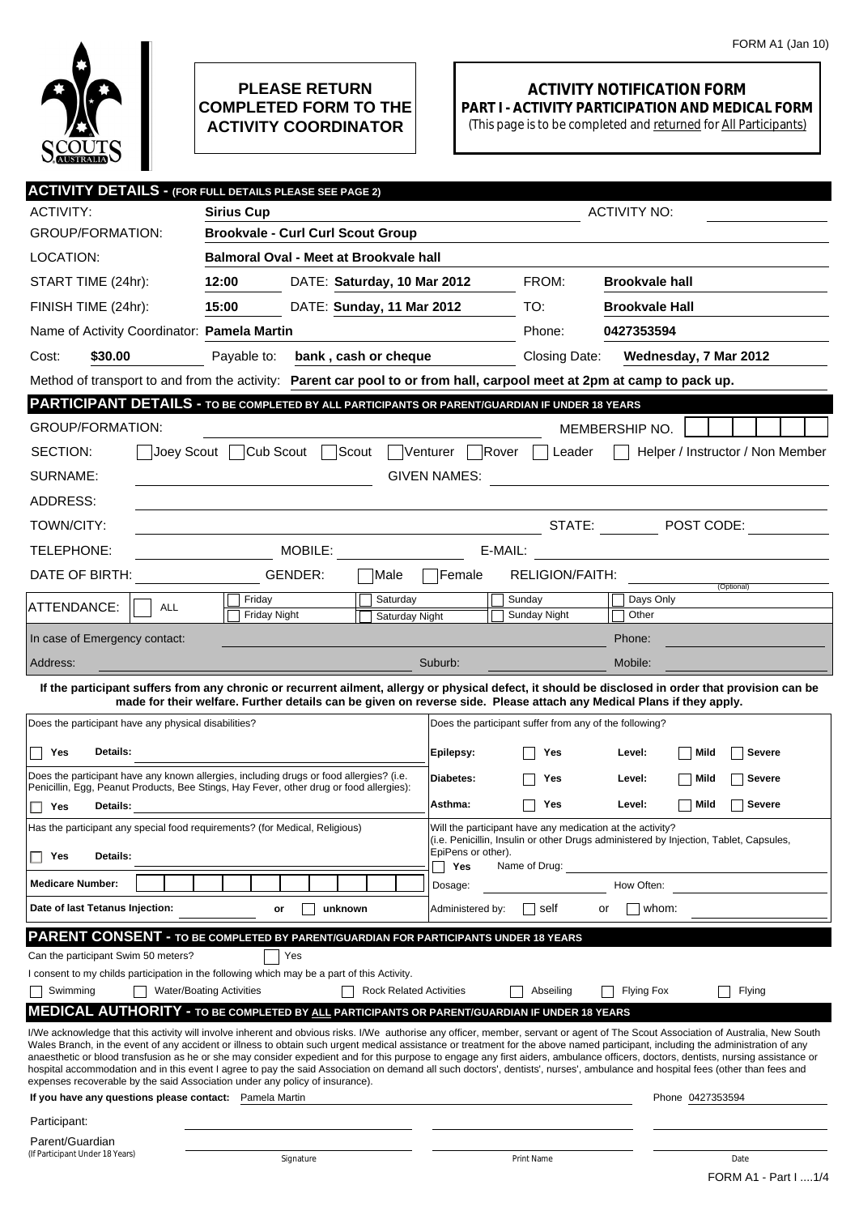FORM A1 (Jan 10)

**PLEASE RETURN COMPLETED FORM TO THE ACTIVITY COORDINATOR**

# ACTIVITY NOTIFICATION FORM

## PART I - ACTIVITY PARTICIPATION AND MEDICAL FORM

(This page is to be completed and returned for All Participants)

## ACTIVITY DETAILS - (FOR FULL DETAILS PLEASE SEE PAGE 2)

ACTIVITY: **Sirius Cup** ACTIVITY NO:

GROUP/FORMATION: **Brookvale - Curl Curl Scout Group**

LOCATION: **Balmoral Oval - Meet at Brookvale hall**

START TIME (24hr): **12:00** DATE: **Saturday, 10 Mar 2012** FROM: **Brookvale hall**

FINISH TIME (24hr): **15:00** DATE: **Sunday, 11 Mar 2012** TO: **Brookvale Hall**

Name of Activity Coordinator: **Pamela Martin** Phone: **0427353594**

Cost: **$30.00** Payable to: **bank , cash or cheque** Closing Date: **Wednesday, 7 Mar 2012**

Method of transport to and from the activity: **Parent car pool to or from hall, carpool meet at 2pm at camp to pack up.**

## PARTICIPANT DETAILS - TO BE COMPLETED BY ALL PARTICIPANTS OR PARENT/GUARDIAN IF UNDER 18 YEARS

GROUP/FORMATION: MEMBERSHIP NO.

SECTION: ☐ Joey Scout ☐ Cub Scout ☐ Scout ☐ Venturer ☐ Rover ☐ Leader ☐ Helper / Instructor / Non Member

SURNAME: GIVEN NAMES:

ADDRESS:

TOWN/CITY: STATE: POST CODE:

TELEPHONE: MOBILE: E-MAIL:

DATE OF BIRTH: GENDER: ☐ Male ☐ Female RELIGION/FAITH: (Optional)

ATTENDANCE: ☐ ALL ☐ Friday ☐ Friday Night ☐ Saturday ☐ Saturday Night ☐ Sunday ☐ Sunday Night ☐ Days Only ☐ Other

In case of Emergency contact: Phone:

Address: Suburb: Mobile:

**If the participant suffers from any chronic or recurrent ailment, allergy or physical defect, it should be disclosed in order that provision can be made for their welfare. Further details can be given on reverse side. Please attach any Medical Plans if they apply.**

Does the participant have any physical disabilities?

☐ Yes **Details:**

Does the participant have any known allergies, including drugs or food allergies? (i.e. Penicillin, Egg, Peanut Products, Bee Stings, Hay Fever, other drug or food allergies):

☐ Yes **Details:**

Has the participant any special food requirements? (for Medical, Religious)

☐ Yes **Details:**

**Medicare Number:**

**Date of last Tetanus Injection:** or ☐ unknown

Does the participant suffer from any of the following?

| | | | |
|---|---|---|---|
| **Epilepsy:** | ☐ Yes | **Level:** | ☐ Mild ☐ Severe |
| **Diabetes:** | ☐ Yes | **Level:** | ☐ Mild ☐ Severe |
| **Asthma:** | ☐ Yes | **Level:** | ☐ Mild ☐ Severe |

Will the participant have any medication at the activity? (i.e. Penicillin, Insulin or other Drugs administered by Injection, Tablet, Capsules, EpiPens or other).

☐ Yes Name of Drug:

Dosage: How Often:

Administered by: ☐ self or ☐ whom:

## PARENT CONSENT - TO BE COMPLETED BY PARENT/GUARDIAN FOR PARTICIPANTS UNDER 18 YEARS

Can the participant Swim 50 meters? ☐ Yes

I consent to my childs participation in the following which may be a part of this Activity.

☐ Swimming ☐ Water/Boating Activities ☐ Rock Related Activities ☐ Abseiling ☐ Flying Fox ☐ Flying

## MEDICAL AUTHORITY - TO BE COMPLETED BY ALL PARTICIPANTS OR PARENT/GUARDIAN IF UNDER 18 YEARS

I/We acknowledge that this activity will involve inherent and obvious risks. I/We authorise any officer, member, servant or agent of The Scout Association of Australia, New South Wales Branch, in the event of any accident or illness to obtain such urgent medical assistance or treatment for the above named participant, including the administration of any anaesthetic or blood transfusion as he or she may consider expedient and for this purpose to engage any first aiders, ambulance officers, doctors, dentists, nursing assistance or hospital accommodation and in this event I agree to pay the said Association on demand all such doctors', dentists', nurses', ambulance and hospital fees (other than fees and expenses recoverable by the said Association under any policy of insurance).

**If you have any questions please contact:** Pamela Martin Phone 0427353594

| | Signature | Print Name | Date |
|---|---|---|---|
| Participant: | | | |
| Parent/Guardian (If Participant Under 18 Years) | | | |

FORM A1 - Part I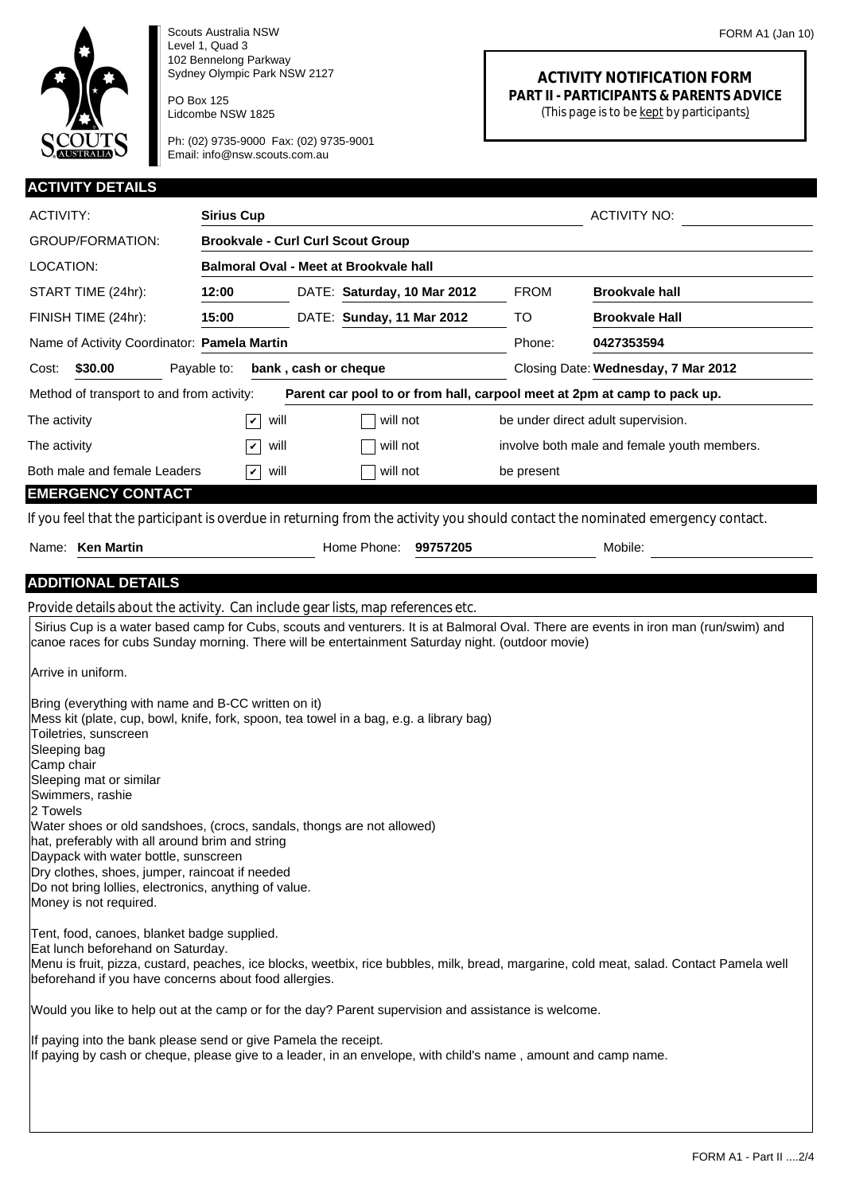Scouts Australia NSW
Level 1, Quad 3
102 Bennelong Parkway
Sydney Olympic Park NSW 2127

PO Box 125
Lidcombe NSW 1825

Ph: (02) 9735-9000 Fax: (02) 9735-9001
Email: info@nsw.scouts.com.au

FORM A1 (Jan 10)

**ACTIVITY NOTIFICATION FORM**
**PART II - PARTICIPANTS & PARENTS ADVICE**
*(This page is to be kept by participants)*

## ACTIVITY DETAILS

| | | | | | |
|---|---|---|---|---|---|
| ACTIVITY: | **Sirius Cup** | | | ACTIVITY NO: | |
| GROUP/FORMATION: | **Brookvale - Curl Curl Scout Group** | | | | |
| LOCATION: | **Balmoral Oval - Meet at Brookvale hall** | | | | |
| START TIME (24hr): | **12:00** | DATE: **Saturday, 10 Mar 2012** | | FROM | **Brookvale hall** |
| FINISH TIME (24hr): | **15:00** | DATE: **Sunday, 11 Mar 2012** | | TO | **Brookvale Hall** |
| Name of Activity Coordinator: **Pamela Martin** | | | | Phone: | **0427353594** |

Cost: **$30.00** Payable to: **bank , cash or cheque** Closing Date: **Wednesday, 7 Mar 2012**

Method of transport to and from activity: **Parent car pool to or from hall, carpool meet at 2pm at camp to pack up.**

The activity [x] will [ ] will not be under direct adult supervision.

The activity [x] will [ ] will not involve both male and female youth members.

Both male and female Leaders [x] will [ ] will not be present

## EMERGENCY CONTACT

If you feel that the participant is overdue in returning from the activity you should contact the nominated emergency contact.

Name: **Ken Martin** Home Phone: **99757205** Mobile:

## ADDITIONAL DETAILS

Provide details about the activity. Can include gear lists, map references etc.

Sirius Cup is a water based camp for Cubs, scouts and venturers. It is at Balmoral Oval. There are events in iron man (run/swim) and canoe races for cubs Sunday morning. There will be entertainment Saturday night. (outdoor movie)

Arrive in uniform.

Bring (everything with name and B-CC written on it)
Mess kit (plate, cup, bowl, knife, fork, spoon, tea towel in a bag, e.g. a library bag)
Toiletries, sunscreen
Sleeping bag
Camp chair
Sleeping mat or similar
Swimmers, rashie
2 Towels
Water shoes or old sandshoes, (crocs, sandals, thongs are not allowed)
hat, preferably with all around brim and string
Daypack with water bottle, sunscreen
Dry clothes, shoes, jumper, raincoat if needed
Do not bring lollies, electronics, anything of value.
Money is not required.

Tent, food, canoes, blanket badge supplied.
Eat lunch beforehand on Saturday.
Menu is fruit, pizza, custard, peaches, ice blocks, weetbix, rice bubbles, milk, bread, margarine, cold meat, salad. Contact Pamela well beforehand if you have concerns about food allergies.

Would you like to help out at the camp or for the day? Parent supervision and assistance is welcome.

If paying into the bank please send or give Pamela the receipt.
If paying by cash or cheque, please give to a leader, in an envelope, with child's name , amount and camp name.